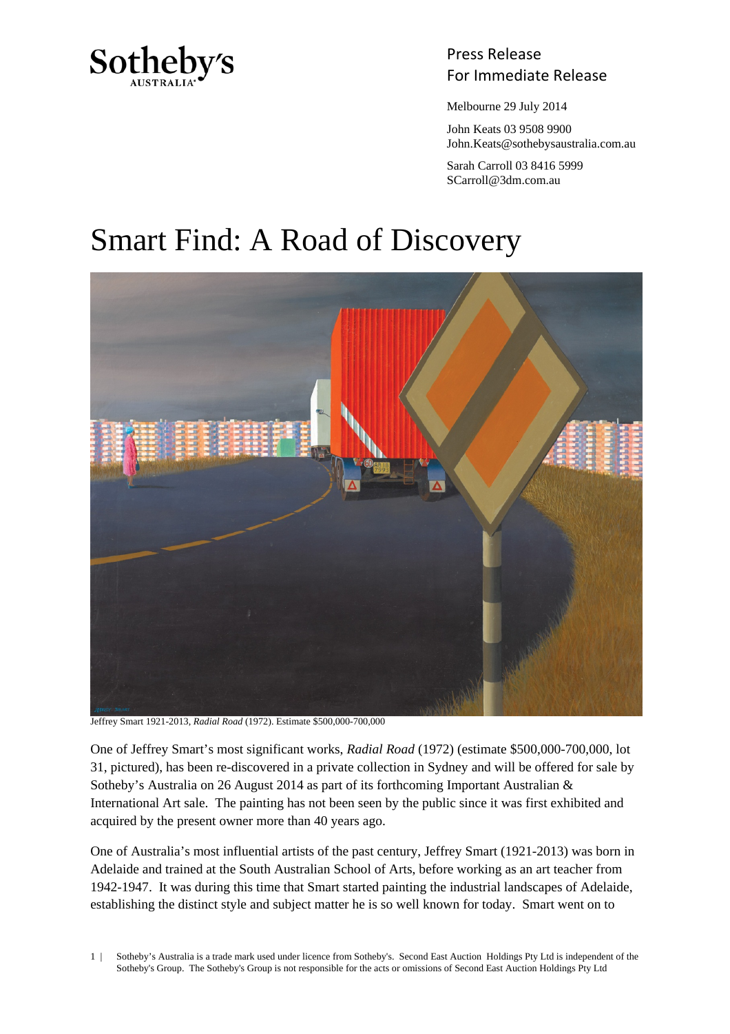Sotheby's AUSTRALIA

Press Release
For Immediate Release

Melbourne 29 July 2014

John Keats 03 9508 9900
John.Keats@sothebysaustralia.com.au

Sarah Carroll 03 8416 5999
SCarroll@3dm.com.au

# Smart Find: A Road of Discovery

Jeffrey Smart 1921-2013, *Radial Road* (1972). Estimate $500,000-700,000

One of Jeffrey Smart's most significant works, *Radial Road* (1972) (estimate $500,000-700,000, lot 31, pictured), has been re-discovered in a private collection in Sydney and will be offered for sale by Sotheby's Australia on 26 August 2014 as part of its forthcoming Important Australian & International Art sale. The painting has not been seen by the public since it was first exhibited and acquired by the present owner more than 40 years ago.

One of Australia's most influential artists of the past century, Jeffrey Smart (1921-2013) was born in Adelaide and trained at the South Australian School of Arts, before working as an art teacher from 1942-1947. It was during this time that Smart started painting the industrial landscapes of Adelaide, establishing the distinct style and subject matter he is so well known for today. Smart went on to

Sotheby's Australia is a trade mark used under licence from Sotheby's. Second East Auction Holdings Pty Ltd is independent of the Sotheby's Group. The Sotheby's Group is not responsible for the acts or omissions of Second East Auction Holdings Pty Ltd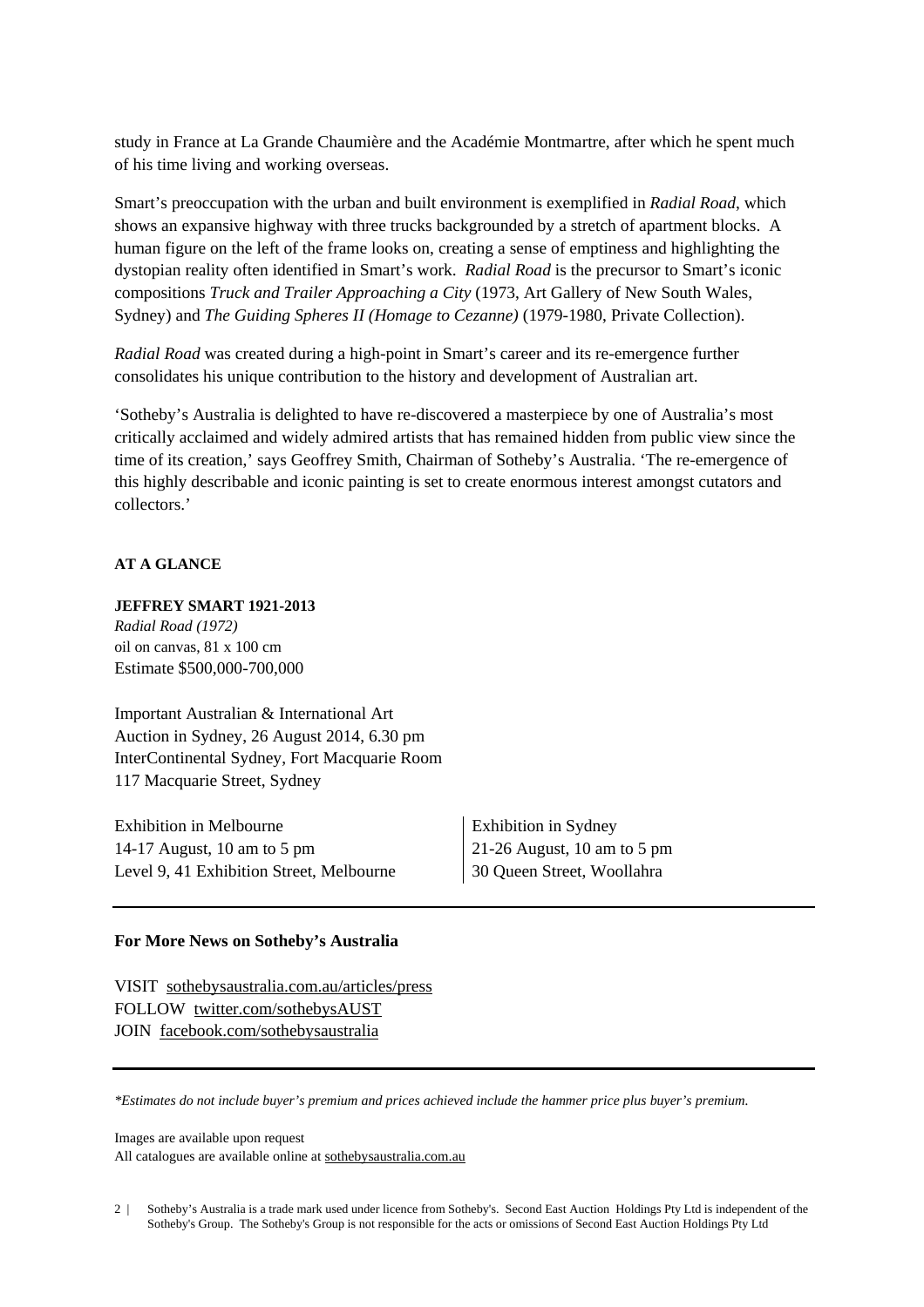study in France at La Grande Chaumière and the Académie Montmartre, after which he spent much of his time living and working overseas.

Smart's preoccupation with the urban and built environment is exemplified in *Radial Road*, which shows an expansive highway with three trucks backgrounded by a stretch of apartment blocks. A human figure on the left of the frame looks on, creating a sense of emptiness and highlighting the dystopian reality often identified in Smart's work. *Radial Road* is the precursor to Smart's iconic compositions *Truck and Trailer Approaching a City* (1973, Art Gallery of New South Wales, Sydney) and *The Guiding Spheres II (Homage to Cezanne)* (1979-1980, Private Collection).

*Radial Road* was created during a high-point in Smart's career and its re-emergence further consolidates his unique contribution to the history and development of Australian art.

'Sotheby's Australia is delighted to have re-discovered a masterpiece by one of Australia's most critically acclaimed and widely admired artists that has remained hidden from public view since the time of its creation,' says Geoffrey Smith, Chairman of Sotheby's Australia. 'The re-emergence of this highly describable and iconic painting is set to create enormous interest amongst cutators and collectors.'

**AT A GLANCE**

**JEFFREY SMART 1921-2013**
*Radial Road (1972)*
oil on canvas, 81 x 100 cm
Estimate $500,000-700,000

Important Australian & International Art
Auction in Sydney, 26 August 2014, 6.30 pm
InterContinental Sydney, Fort Macquarie Room
117 Macquarie Street, Sydney

Exhibition in Melbourne
14-17 August, 10 am to 5 pm
Level 9, 41 Exhibition Street, Melbourne

Exhibition in Sydney
21-26 August, 10 am to 5 pm
30 Queen Street, Woollahra

---

**For More News on Sotheby's Australia**

VISIT sothebysaustralia.com.au/articles/press
FOLLOW twitter.com/sothebysAUST
JOIN facebook.com/sothebysaustralia

---

*\*Estimates do not include buyer's premium and prices achieved include the hammer price plus buyer's premium.*

Images are available upon request
All catalogues are available online at sothebysaustralia.com.au

Sotheby's Australia is a trade mark used under licence from Sotheby's. Second East Auction Holdings Pty Ltd is independent of the Sotheby's Group. The Sotheby's Group is not responsible for the acts or omissions of Second East Auction Holdings Pty Ltd